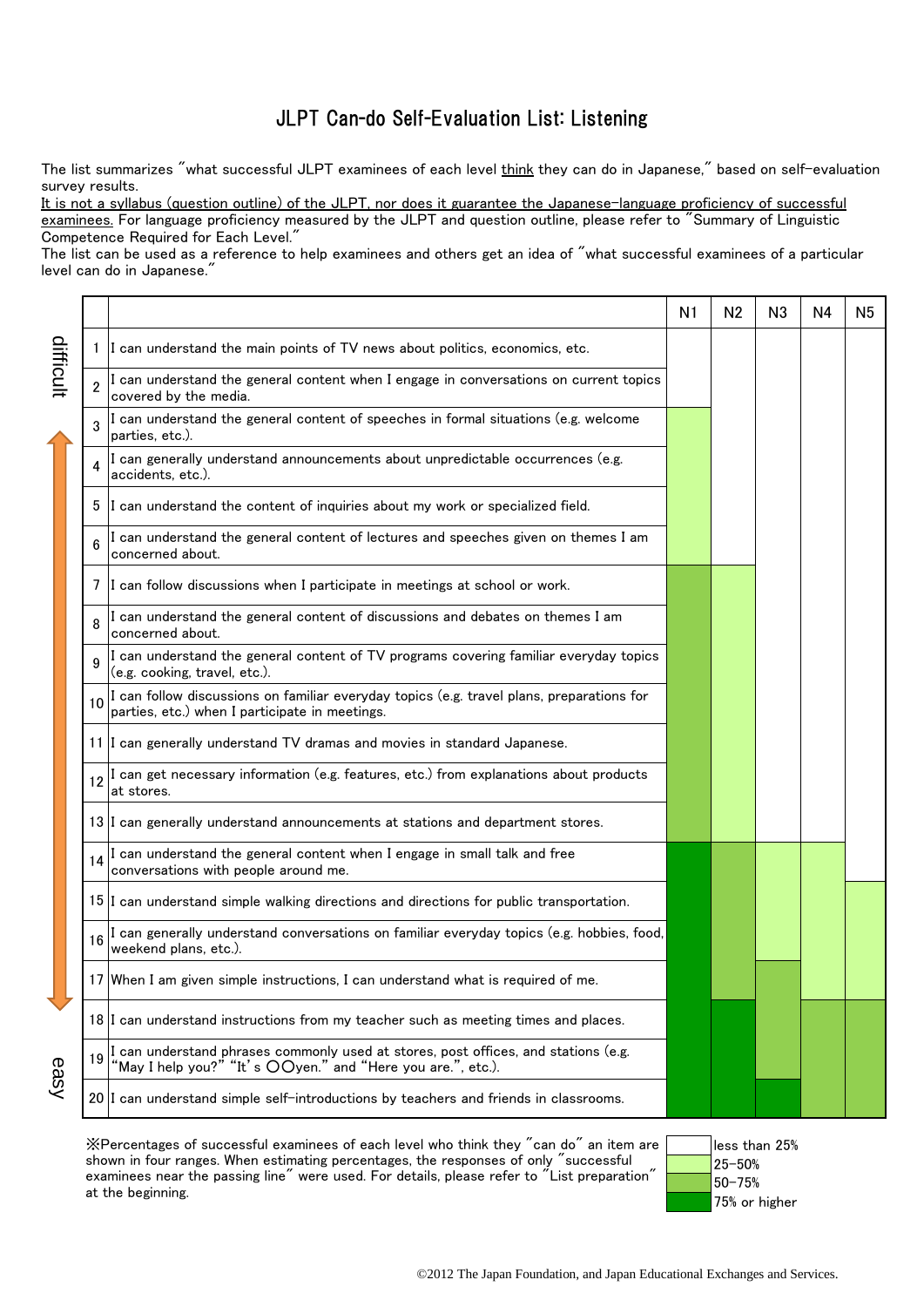# JLPT Can-do Self-Evaluation List: Listening

The list summarizes "what successful JLPT examinees of each level think they can do in Japanese," based on self-evaluation survey results.

It is not a syllabus (question outline) of the JLPT, nor does it guarantee the Japanese-language proficiency of successful examinees. For language proficiency measured by the JLPT and question outline, please refer to "Summary of Linguistic Competence Required for Each Level."

The list can be used as a reference to help examinees and others get an idea of "what successful examinees of a particular level can do in Japanese."

(Items are arranged from difficult (1) to easy (20).)

| | | N1 | N2 | N3 | N4 | N5 |
|---|---|---|---|---|---|---|
| 1 | I can understand the main points of TV news about politics, economics, etc. | less than 25% | less than 25% | less than 25% | less than 25% | less than 25% |
| 2 | I can understand the general content when I engage in conversations on current topics covered by the media. | less than 25% | less than 25% | less than 25% | less than 25% | less than 25% |
| 3 | I can understand the general content of speeches in formal situations (e.g. welcome parties, etc.). | 25–50% | less than 25% | less than 25% | less than 25% | less than 25% |
| 4 | I can generally understand announcements about unpredictable occurrences (e.g. accidents, etc.). | 25–50% | less than 25% | less than 25% | less than 25% | less than 25% |
| 5 | I can understand the content of inquiries about my work or specialized field. | 25–50% | less than 25% | less than 25% | less than 25% | less than 25% |
| 6 | I can understand the general content of lectures and speeches given on themes I am concerned about. | 25–50% | less than 25% | less than 25% | less than 25% | less than 25% |
| 7 | I can follow discussions when I participate in meetings at school or work. | 50–75% | 25–50% | less than 25% | less than 25% | less than 25% |
| 8 | I can understand the general content of discussions and debates on themes I am concerned about. | 50–75% | 25–50% | less than 25% | less than 25% | less than 25% |
| 9 | I can understand the general content of TV programs covering familiar everyday topics (e.g. cooking, travel, etc.). | 50–75% | 25–50% | less than 25% | less than 25% | less than 25% |
| 10 | I can follow discussions on familiar everyday topics (e.g. travel plans, preparations for parties, etc.) when I participate in meetings. | 50–75% | 25–50% | less than 25% | less than 25% | less than 25% |
| 11 | I can generally understand TV dramas and movies in standard Japanese. | 50–75% | 25–50% | less than 25% | less than 25% | less than 25% |
| 12 | I can get necessary information (e.g. features, etc.) from explanations about products at stores. | 50–75% | 25–50% | less than 25% | less than 25% | less than 25% |
| 13 | I can generally understand announcements at stations and department stores. | 50–75% | 25–50% | less than 25% | less than 25% | less than 25% |
| 14 | I can understand the general content when I engage in small talk and free conversations with people around me. | 75% or higher | 50–75% | 25–50% | 25–50% | less than 25% |
| 15 | I can understand simple walking directions and directions for public transportation. | 75% or higher | 50–75% | 25–50% | 25–50% | 25–50% |
| 16 | I can generally understand conversations on familiar everyday topics (e.g. hobbies, food, weekend plans, etc.). | 75% or higher | 50–75% | 25–50% | 25–50% | 25–50% |
| 17 | When I am given simple instructions, I can understand what is required of me. | 75% or higher | 50–75% | 50–75% | 25–50% | 25–50% |
| 18 | I can understand instructions from my teacher such as meeting times and places. | 75% or higher | 75% or higher | 50–75% | 50–75% | 50–75% |
| 19 | I can understand phrases commonly used at stores, post offices, and stations (e.g. "May I help you?" "It's ○○yen." and "Here you are.", etc.). | 75% or higher | 75% or higher | 50–75% | 50–75% | 50–75% |
| 20 | I can understand simple self-introductions by teachers and friends in classrooms. | 75% or higher | 75% or higher | 75% or higher | 50–75% | 50–75% |

※Percentages of successful examinees of each level who think they "can do" an item are shown in four ranges. When estimating percentages, the responses of only "successful examinees near the passing line" were used. For details, please refer to "List preparation" at the beginning.

- less than 25%
- 25–50%
- 50–75%
- 75% or higher

©2012 The Japan Foundation, and Japan Educational Exchanges and Services.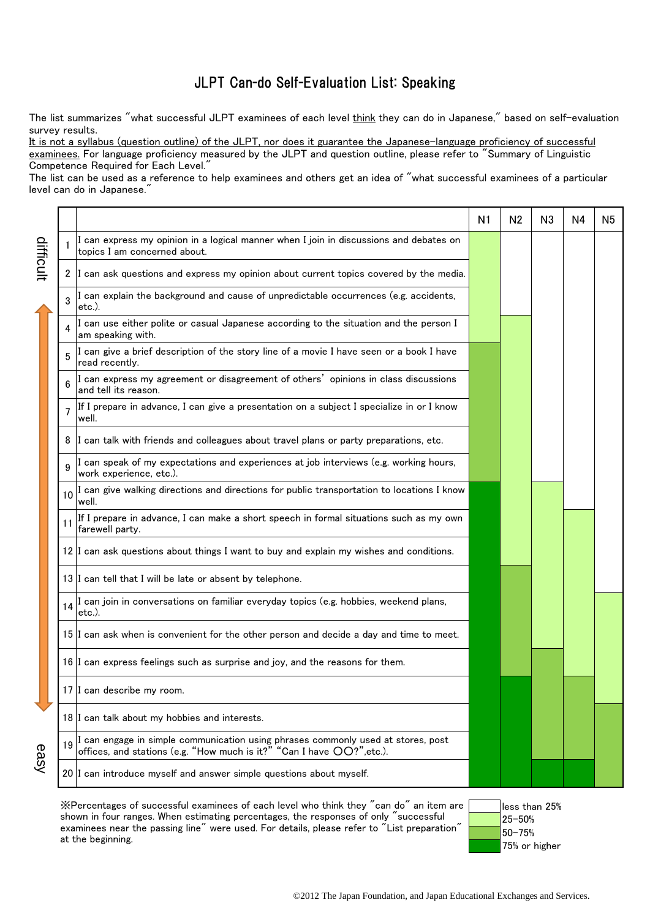# JLPT Can-do Self-Evaluation List: Speaking

The list summarizes "what successful JLPT examinees of each level think they can do in Japanese," based on self-evaluation survey results.
It is not a syllabus (question outline) of the JLPT, nor does it guarantee the Japanese-language proficiency of successful examinees. For language proficiency measured by the JLPT and question outline, please refer to "Summary of Linguistic Competence Required for Each Level."
The list can be used as a reference to help examinees and others get an idea of "what successful examinees of a particular level can do in Japanese."

Items run from difficult (1) to easy (20).

| | | N1 | N2 | N3 | N4 | N5 |
|---|---|---|---|---|---|---|
| 1 | I can express my opinion in a logical manner when I join in discussions and debates on topics I am concerned about. | 25–50% | less than 25% | less than 25% | less than 25% | less than 25% |
| 2 | I can ask questions and express my opinion about current topics covered by the media. | 25–50% | less than 25% | less than 25% | less than 25% | less than 25% |
| 3 | I can explain the background and cause of unpredictable occurrences (e.g. accidents, etc.). | 25–50% | less than 25% | less than 25% | less than 25% | less than 25% |
| 4 | I can use either polite or casual Japanese according to the situation and the person I am speaking with. | 25–50% | 25–50% | less than 25% | less than 25% | less than 25% |
| 5 | I can give a brief description of the story line of a movie I have seen or a book I have read recently. | 50–75% | 25–50% | less than 25% | less than 25% | less than 25% |
| 6 | I can express my agreement or disagreement of others' opinions in class discussions and tell its reason. | 50–75% | 25–50% | less than 25% | less than 25% | less than 25% |
| 7 | If I prepare in advance, I can give a presentation on a subject I specialize in or I know well. | 50–75% | 25–50% | less than 25% | less than 25% | less than 25% |
| 8 | I can talk with friends and colleagues about travel plans or party preparations, etc. | 50–75% | 25–50% | less than 25% | less than 25% | less than 25% |
| 9 | I can speak of my expectations and experiences at job interviews (e.g. working hours, work experience, etc.). | 50–75% | 25–50% | less than 25% | less than 25% | less than 25% |
| 10 | I can give walking directions and directions for public transportation to locations I know well. | 75% or higher | 25–50% | 25–50% | less than 25% | less than 25% |
| 11 | If I prepare in advance, I can make a short speech in formal situations such as my own farewell party. | 75% or higher | 25–50% | 25–50% | 25–50% | less than 25% |
| 12 | I can ask questions about things I want to buy and explain my wishes and conditions. | 75% or higher | 25–50% | 25–50% | 25–50% | less than 25% |
| 13 | I can tell that I will be late or absent by telephone. | 75% or higher | 50–75% | 25–50% | 25–50% | less than 25% |
| 14 | I can join in conversations on familiar everyday topics (e.g. hobbies, weekend plans, etc.). | 75% or higher | 50–75% | 25–50% | 25–50% | 25–50% |
| 15 | I can ask when is convenient for the other person and decide a day and time to meet. | 75% or higher | 50–75% | 25–50% | 25–50% | 25–50% |
| 16 | I can express feelings such as surprise and joy, and the reasons for them. | 75% or higher | 50–75% | 50–75% | 25–50% | 25–50% |
| 17 | I can describe my room. | 75% or higher | 75% or higher | 50–75% | 50–75% | 25–50% |
| 18 | I can talk about my hobbies and interests. | 75% or higher | 75% or higher | 50–75% | 50–75% | 50–75% |
| 19 | I can engage in simple communication using phrases commonly used at stores, post offices, and stations (e.g. "How much is it?" "Can I have ○○?",etc.). | 75% or higher | 75% or higher | 50–75% | 50–75% | 50–75% |
| 20 | I can introduce myself and answer simple questions about myself. | 75% or higher | 75% or higher | 75% or higher | 75% or higher | 50–75% |

※Percentages of successful examinees of each level who think they "can do" an item are shown in four ranges. When estimating percentages, the responses of only "successful examinees near the passing line" were used. For details, please refer to "List preparation" at the beginning.

- less than 25%
- 25–50%
- 50–75%
- 75% or higher

©2012 The Japan Foundation, and Japan Educational Exchanges and Services.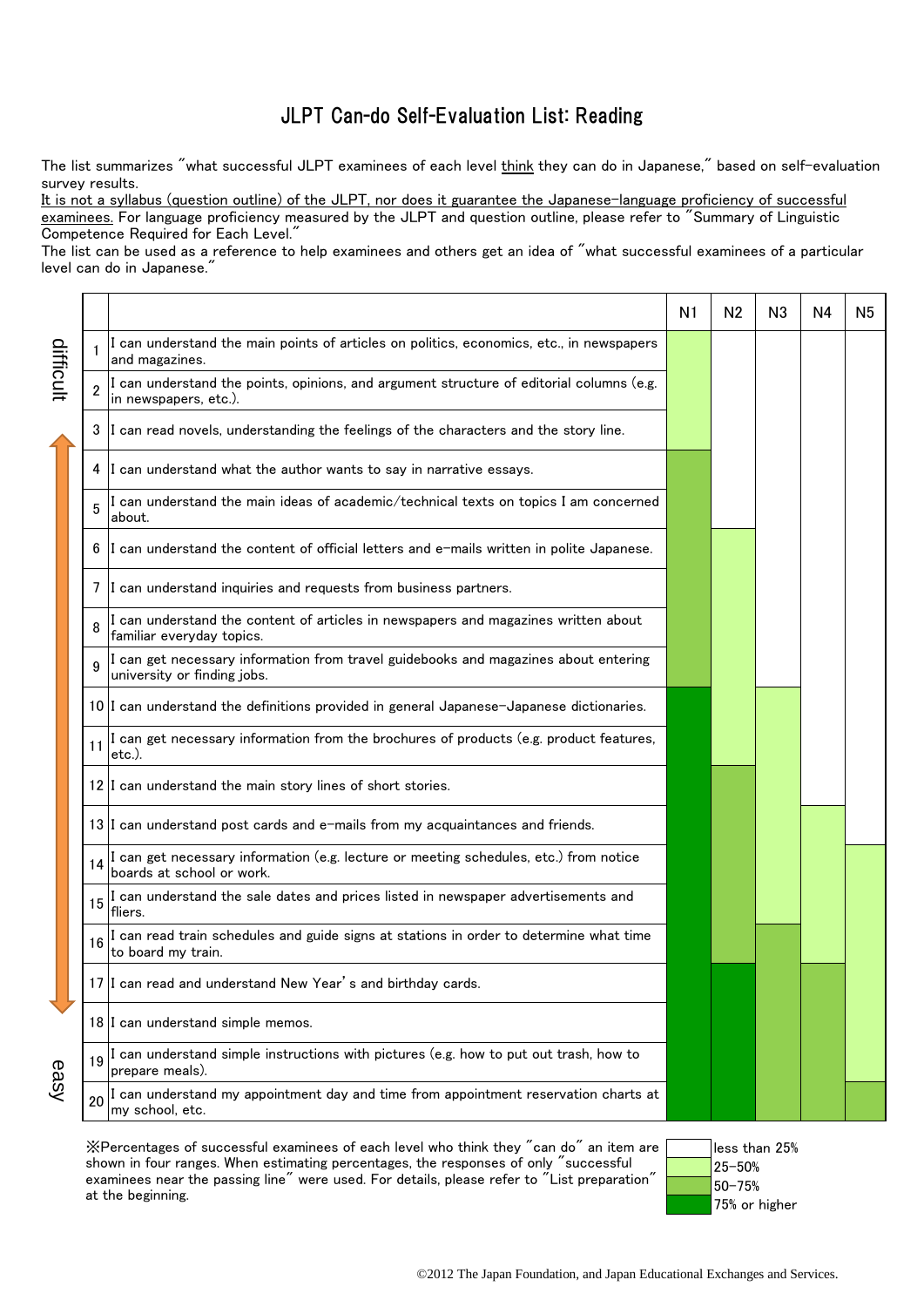# JLPT Can-do Self-Evaluation List: Reading

The list summarizes "what successful JLPT examinees of each level think they can do in Japanese," based on self-evaluation survey results.

It is not a syllabus (question outline) of the JLPT, nor does it guarantee the Japanese-language proficiency of successful examinees. For language proficiency measured by the JLPT and question outline, please refer to "Summary of Linguistic Competence Required for Each Level."

The list can be used as a reference to help examinees and others get an idea of "what successful examinees of a particular level can do in Japanese."

(difficult ↕ easy)

| | | N1 | N2 | N3 | N4 | N5 |
|---|---|---|---|---|---|---|
| 1 | I can understand the main points of articles on politics, economics, etc., in newspapers and magazines. | 25–50% | less than 25% | less than 25% | less than 25% | less than 25% |
| 2 | I can understand the points, opinions, and argument structure of editorial columns (e.g. in newspapers, etc.). | 25–50% | less than 25% | less than 25% | less than 25% | less than 25% |
| 3 | I can read novels, understanding the feelings of the characters and the story line. | 25–50% | less than 25% | less than 25% | less than 25% | less than 25% |
| 4 | I can understand what the author wants to say in narrative essays. | 50–75% | less than 25% | less than 25% | less than 25% | less than 25% |
| 5 | I can understand the main ideas of academic/technical texts on topics I am concerned about. | 50–75% | less than 25% | less than 25% | less than 25% | less than 25% |
| 6 | I can understand the content of official letters and e-mails written in polite Japanese. | 50–75% | 25–50% | less than 25% | less than 25% | less than 25% |
| 7 | I can understand inquiries and requests from business partners. | 50–75% | 25–50% | less than 25% | less than 25% | less than 25% |
| 8 | I can understand the content of articles in newspapers and magazines written about familiar everyday topics. | 50–75% | 25–50% | less than 25% | less than 25% | less than 25% |
| 9 | I can get necessary information from travel guidebooks and magazines about entering university or finding jobs. | 50–75% | 25–50% | less than 25% | less than 25% | less than 25% |
| 10 | I can understand the definitions provided in general Japanese-Japanese dictionaries. | 75% or higher | 25–50% | 25–50% | less than 25% | less than 25% |
| 11 | I can get necessary information from the brochures of products (e.g. product features, etc.). | 75% or higher | 25–50% | 25–50% | less than 25% | less than 25% |
| 12 | I can understand the main story lines of short stories. | 75% or higher | 50–75% | 25–50% | less than 25% | less than 25% |
| 13 | I can understand post cards and e-mails from my acquaintances and friends. | 75% or higher | 50–75% | 25–50% | 25–50% | less than 25% |
| 14 | I can get necessary information (e.g. lecture or meeting schedules, etc.) from notice boards at school or work. | 75% or higher | 50–75% | 25–50% | 25–50% | 25–50% |
| 15 | I can understand the sale dates and prices listed in newspaper advertisements and fliers. | 75% or higher | 50–75% | 25–50% | 25–50% | 25–50% |
| 16 | I can read train schedules and guide signs at stations in order to determine what time to board my train. | 75% or higher | 50–75% | 50–75% | 25–50% | 25–50% |
| 17 | I can read and understand New Year's and birthday cards. | 75% or higher | 75% or higher | 50–75% | 50–75% | 25–50% |
| 18 | I can understand simple memos. | 75% or higher | 75% or higher | 50–75% | 50–75% | 25–50% |
| 19 | I can understand simple instructions with pictures (e.g. how to put out trash, how to prepare meals). | 75% or higher | 75% or higher | 50–75% | 50–75% | 25–50% |
| 20 | I can understand my appointment day and time from appointment reservation charts at my school, etc. | 75% or higher | 75% or higher | 50–75% | 50–75% | 50–75% |

※Percentages of successful examinees of each level who think they "can do" an item are shown in four ranges. When estimating percentages, the responses of only "successful examinees near the passing line" were used. For details, please refer to "List preparation" at the beginning.

- less than 25%
- 25–50%
- 50–75%
- 75% or higher

©2012 The Japan Foundation, and Japan Educational Exchanges and Services.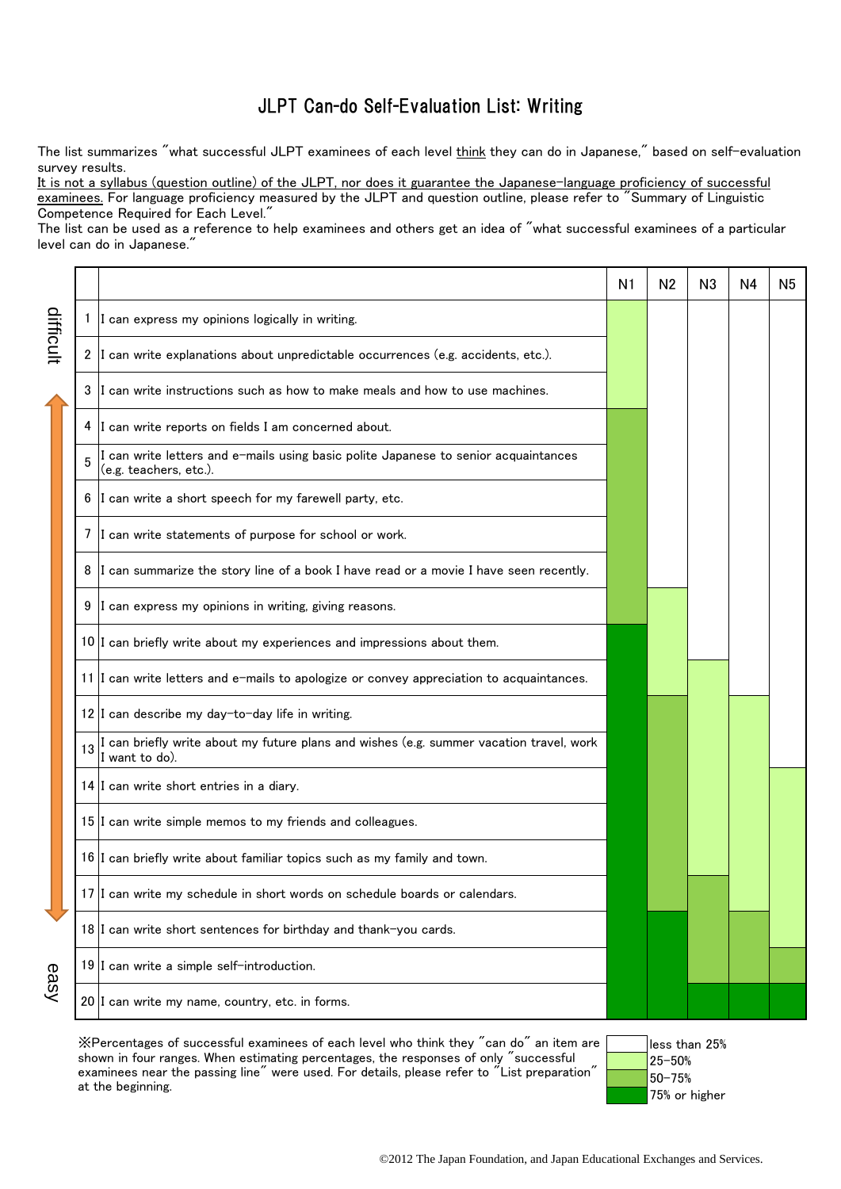# JLPT Can-do Self-Evaluation List: Writing

The list summarizes "what successful JLPT examinees of each level think they can do in Japanese," based on self-evaluation survey results.

It is not a syllabus (question outline) of the JLPT, nor does it guarantee the Japanese-language proficiency of successful examinees. For language proficiency measured by the JLPT and question outline, please refer to "Summary of Linguistic Competence Required for Each Level."

The list can be used as a reference to help examinees and others get an idea of "what successful examinees of a particular level can do in Japanese."

difficult ↕ easy

| | | N1 | N2 | N3 | N4 | N5 |
|---|---|---|---|---|---|---|
| 1 | I can express my opinions logically in writing. | 25–50% | less than 25% | less than 25% | less than 25% | less than 25% |
| 2 | I can write explanations about unpredictable occurrences (e.g. accidents, etc.). | 25–50% | less than 25% | less than 25% | less than 25% | less than 25% |
| 3 | I can write instructions such as how to make meals and how to use machines. | 25–50% | less than 25% | less than 25% | less than 25% | less than 25% |
| 4 | I can write reports on fields I am concerned about. | 50–75% | less than 25% | less than 25% | less than 25% | less than 25% |
| 5 | I can write letters and e-mails using basic polite Japanese to senior acquaintances (e.g. teachers, etc.). | 50–75% | less than 25% | less than 25% | less than 25% | less than 25% |
| 6 | I can write a short speech for my farewell party, etc. | 50–75% | less than 25% | less than 25% | less than 25% | less than 25% |
| 7 | I can write statements of purpose for school or work. | 50–75% | less than 25% | less than 25% | less than 25% | less than 25% |
| 8 | I can summarize the story line of a book I have read or a movie I have seen recently. | 50–75% | less than 25% | less than 25% | less than 25% | less than 25% |
| 9 | I can express my opinions in writing, giving reasons. | 50–75% | 25–50% | less than 25% | less than 25% | less than 25% |
| 10 | I can briefly write about my experiences and impressions about them. | 75% or higher | 25–50% | less than 25% | less than 25% | less than 25% |
| 11 | I can write letters and e-mails to apologize or convey appreciation to acquaintances. | 75% or higher | 25–50% | 25–50% | less than 25% | less than 25% |
| 12 | I can describe my day-to-day life in writing. | 75% or higher | 50–75% | 25–50% | 25–50% | less than 25% |
| 13 | I can briefly write about my future plans and wishes (e.g. summer vacation travel, work I want to do). | 75% or higher | 50–75% | 25–50% | 25–50% | less than 25% |
| 14 | I can write short entries in a diary. | 75% or higher | 50–75% | 25–50% | 25–50% | 25–50% |
| 15 | I can write simple memos to my friends and colleagues. | 75% or higher | 50–75% | 25–50% | 25–50% | 25–50% |
| 16 | I can briefly write about familiar topics such as my family and town. | 75% or higher | 50–75% | 25–50% | 25–50% | 25–50% |
| 17 | I can write my schedule in short words on schedule boards or calendars. | 75% or higher | 50–75% | 50–75% | 25–50% | 25–50% |
| 18 | I can write short sentences for birthday and thank-you cards. | 75% or higher | 75% or higher | 50–75% | 50–75% | 25–50% |
| 19 | I can write a simple self-introduction. | 75% or higher | 75% or higher | 50–75% | 50–75% | 50–75% |
| 20 | I can write my name, country, etc. in forms. | 75% or higher | 75% or higher | 75% or higher | 75% or higher | 75% or higher |

※Percentages of successful examinees of each level who think they "can do" an item are shown in four ranges. When estimating percentages, the responses of only "successful examinees near the passing line" were used. For details, please refer to "List preparation" at the beginning.

- less than 25%
- 25–50%
- 50–75%
- 75% or higher

©2012 The Japan Foundation, and Japan Educational Exchanges and Services.